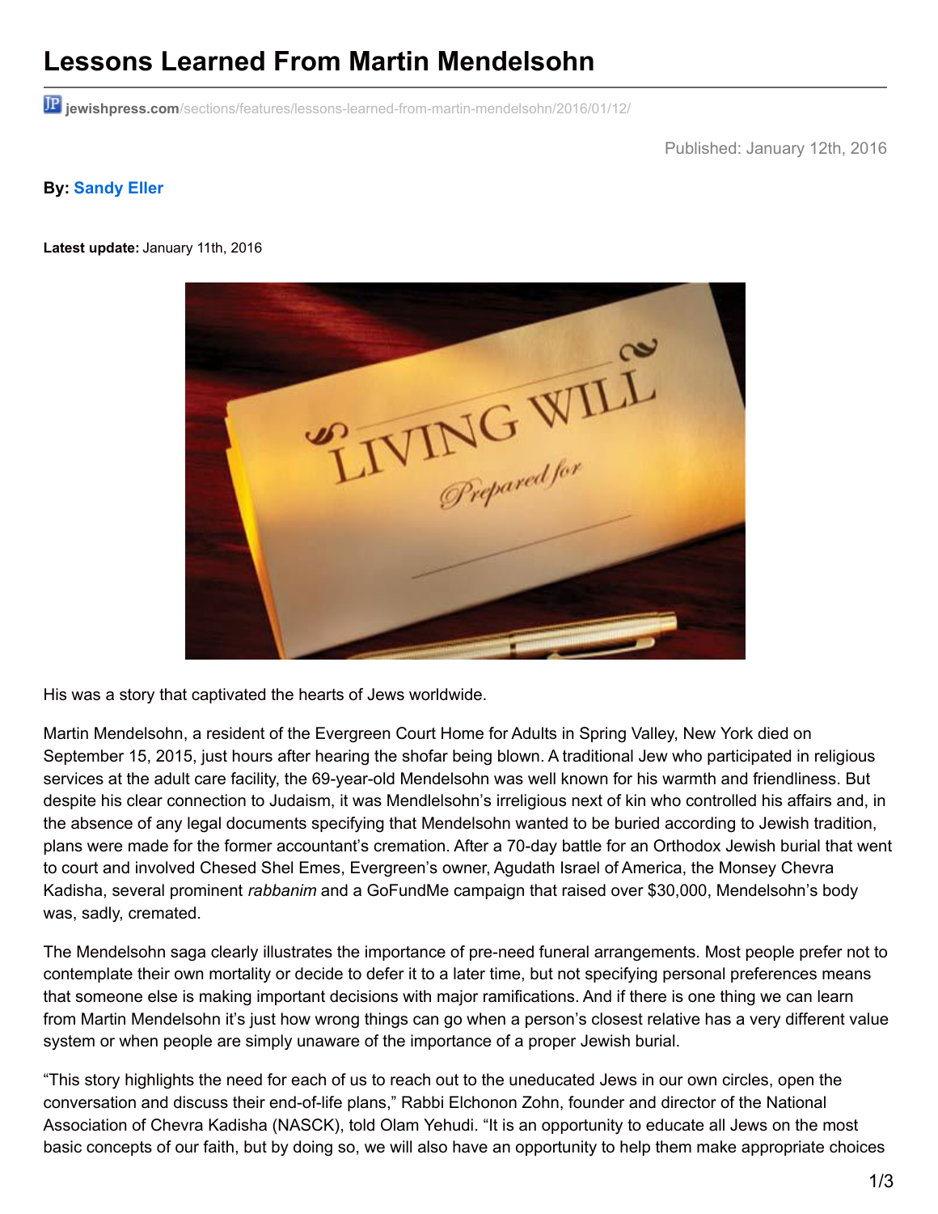# Lessons Learned From Martin Mendelsohn

jewishpress.com/sections/features/lessons-learned-from-martin-mendelsohn/2016/01/12/

Published: January 12th, 2016

**By:** Sandy Eller

**Latest update:** January 11th, 2016

His was a story that captivated the hearts of Jews worldwide.

Martin Mendelsohn, a resident of the Evergreen Court Home for Adults in Spring Valley, New York died on September 15, 2015, just hours after hearing the shofar being blown. A traditional Jew who participated in religious services at the adult care facility, the 69-year-old Mendelsohn was well known for his warmth and friendliness. But despite his clear connection to Judaism, it was Mendlelsohn's irreligious next of kin who controlled his affairs and, in the absence of any legal documents specifying that Mendelsohn wanted to be buried according to Jewish tradition, plans were made for the former accountant's cremation. After a 70-day battle for an Orthodox Jewish burial that went to court and involved Chesed Shel Emes, Evergreen's owner, Agudath Israel of America, the Monsey Chevra Kadisha, several prominent *rabbanim* and a GoFundMe campaign that raised over $30,000, Mendelsohn's body was, sadly, cremated.

The Mendelsohn saga clearly illustrates the importance of pre-need funeral arrangements. Most people prefer not to contemplate their own mortality or decide to defer it to a later time, but not specifying personal preferences means that someone else is making important decisions with major ramifications. And if there is one thing we can learn from Martin Mendelsohn it's just how wrong things can go when a person's closest relative has a very different value system or when people are simply unaware of the importance of a proper Jewish burial.

"This story highlights the need for each of us to reach out to the uneducated Jews in our own circles, open the conversation and discuss their end-of-life plans," Rabbi Elchonon Zohn, founder and director of the National Association of Chevra Kadisha (NASCK), told Olam Yehudi. "It is an opportunity to educate all Jews on the most basic concepts of our faith, but by doing so, we will also have an opportunity to help them make appropriate choices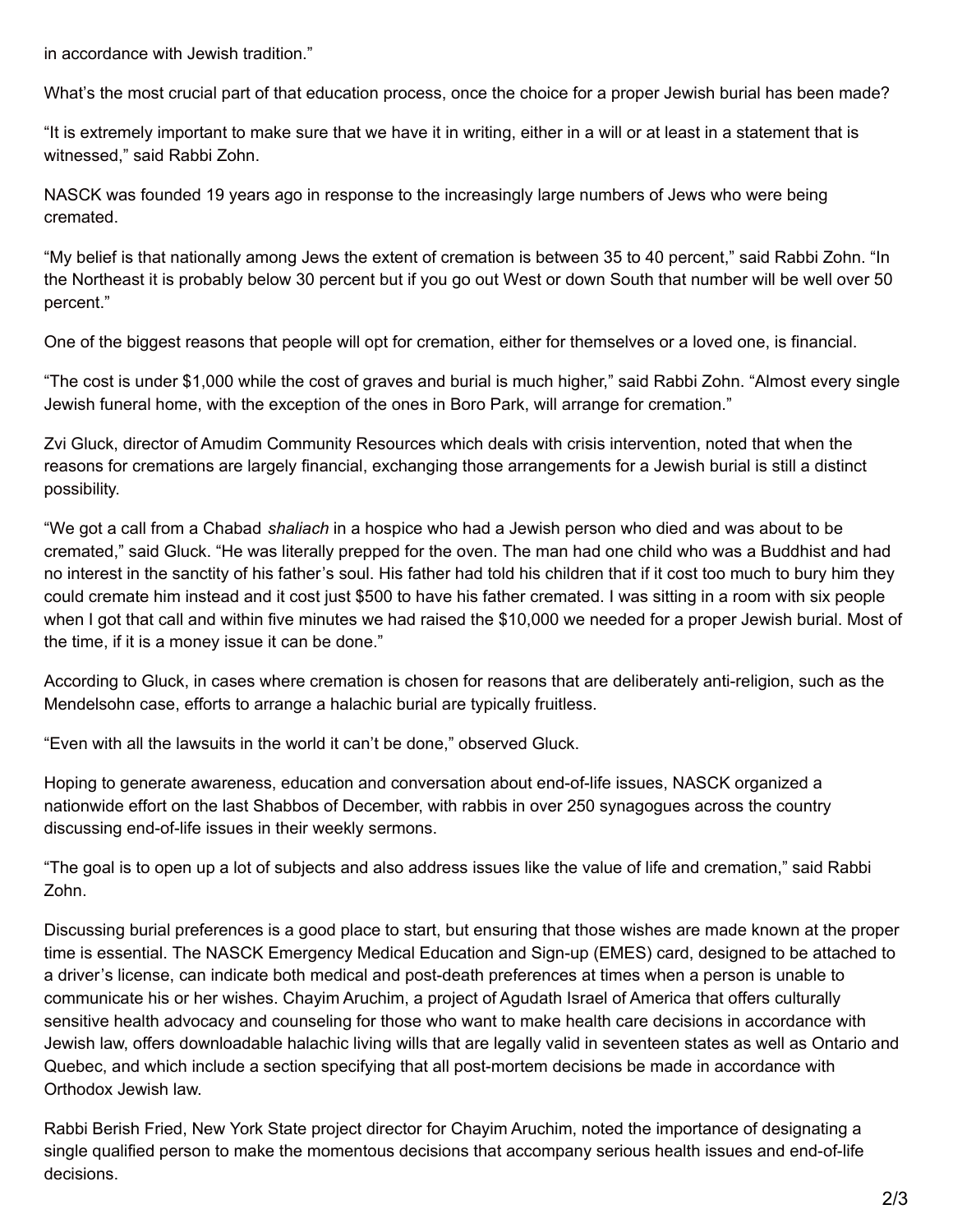in accordance with Jewish tradition."

What's the most crucial part of that education process, once the choice for a proper Jewish burial has been made?

"It is extremely important to make sure that we have it in writing, either in a will or at least in a statement that is witnessed," said Rabbi Zohn.

NASCK was founded 19 years ago in response to the increasingly large numbers of Jews who were being cremated.

"My belief is that nationally among Jews the extent of cremation is between 35 to 40 percent," said Rabbi Zohn. "In the Northeast it is probably below 30 percent but if you go out West or down South that number will be well over 50 percent."

One of the biggest reasons that people will opt for cremation, either for themselves or a loved one, is financial.

"The cost is under $1,000 while the cost of graves and burial is much higher," said Rabbi Zohn. "Almost every single Jewish funeral home, with the exception of the ones in Boro Park, will arrange for cremation."

Zvi Gluck, director of Amudim Community Resources which deals with crisis intervention, noted that when the reasons for cremations are largely financial, exchanging those arrangements for a Jewish burial is still a distinct possibility.

"We got a call from a Chabad *shaliach* in a hospice who had a Jewish person who died and was about to be cremated," said Gluck. "He was literally prepped for the oven. The man had one child who was a Buddhist and had no interest in the sanctity of his father's soul. His father had told his children that if it cost too much to bury him they could cremate him instead and it cost just $500 to have his father cremated. I was sitting in a room with six people when I got that call and within five minutes we had raised the $10,000 we needed for a proper Jewish burial. Most of the time, if it is a money issue it can be done."

According to Gluck, in cases where cremation is chosen for reasons that are deliberately anti-religion, such as the Mendelsohn case, efforts to arrange a halachic burial are typically fruitless.

"Even with all the lawsuits in the world it can't be done," observed Gluck.

Hoping to generate awareness, education and conversation about end-of-life issues, NASCK organized a nationwide effort on the last Shabbos of December, with rabbis in over 250 synagogues across the country discussing end-of-life issues in their weekly sermons.

"The goal is to open up a lot of subjects and also address issues like the value of life and cremation," said Rabbi Zohn.

Discussing burial preferences is a good place to start, but ensuring that those wishes are made known at the proper time is essential. The NASCK Emergency Medical Education and Sign-up (EMES) card, designed to be attached to a driver's license, can indicate both medical and post-death preferences at times when a person is unable to communicate his or her wishes. Chayim Aruchim, a project of Agudath Israel of America that offers culturally sensitive health advocacy and counseling for those who want to make health care decisions in accordance with Jewish law, offers downloadable halachic living wills that are legally valid in seventeen states as well as Ontario and Quebec, and which include a section specifying that all post-mortem decisions be made in accordance with Orthodox Jewish law.

Rabbi Berish Fried, New York State project director for Chayim Aruchim, noted the importance of designating a single qualified person to make the momentous decisions that accompany serious health issues and end-of-life decisions.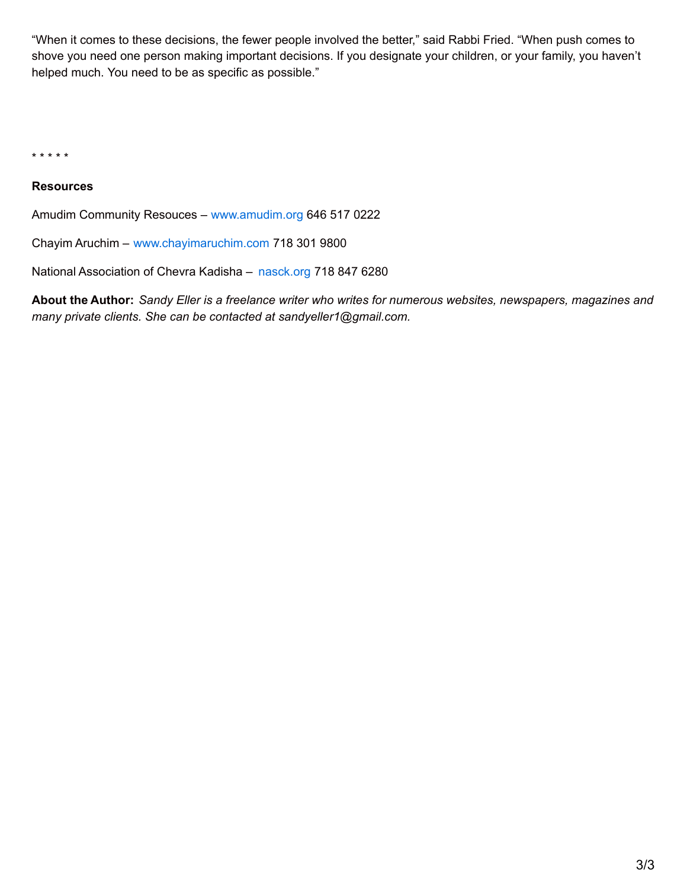"When it comes to these decisions, the fewer people involved the better," said Rabbi Fried. "When push comes to shove you need one person making important decisions. If you designate your children, or your family, you haven't helped much. You need to be as specific as possible."

* * * * *

**Resources**

Amudim Community Resouces – www.amudim.org 646 517 0222

Chayim Aruchim – www.chayimaruchim.com 718 301 9800

National Association of Chevra Kadisha – nasck.org 718 847 6280

**About the Author:** *Sandy Eller is a freelance writer who writes for numerous websites, newspapers, magazines and many private clients. She can be contacted at sandyeller1@gmail.com.*